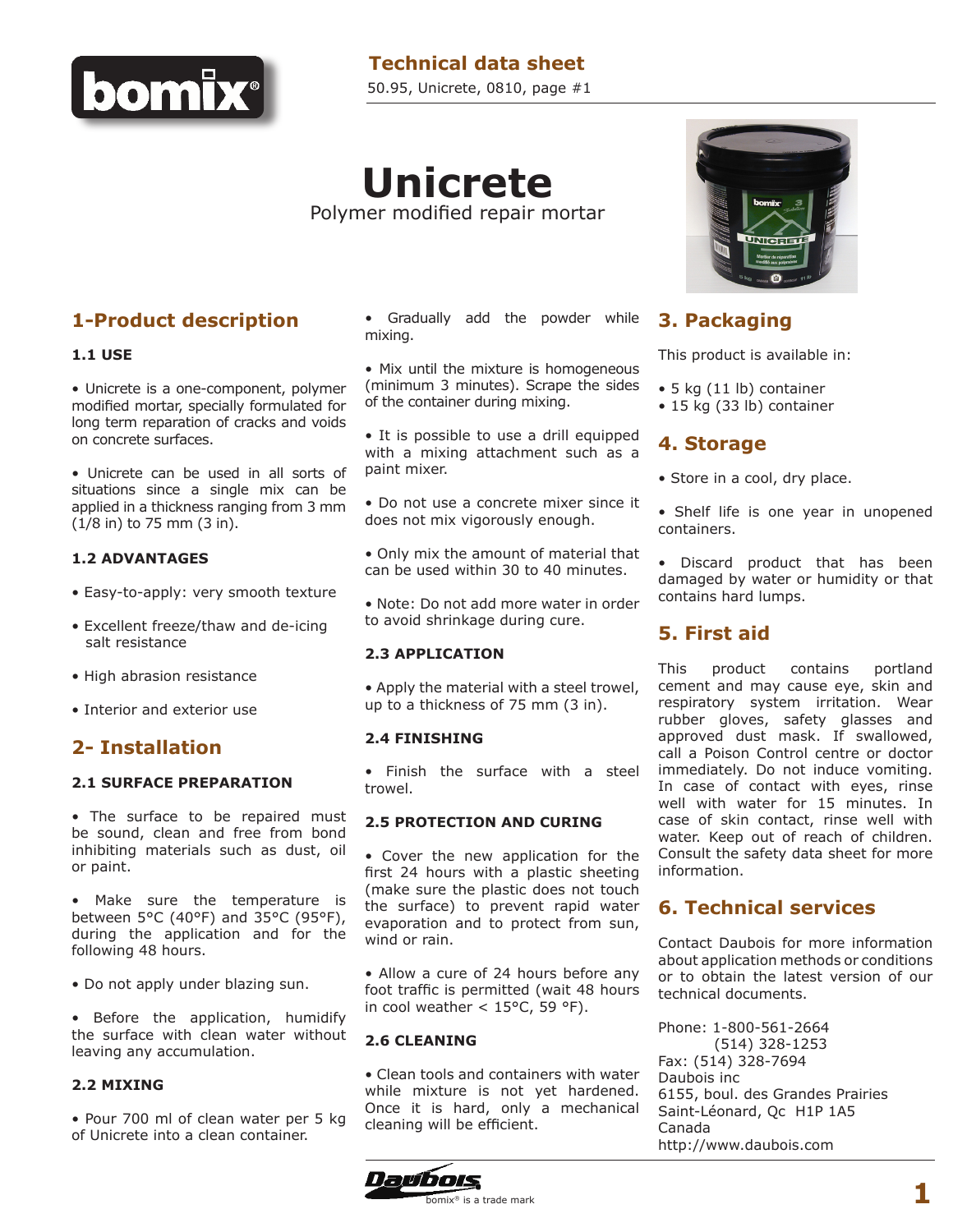# Technical data sheet

50.95, Unicrete, 0810, page #1

# Unicrete

Polymer modified repair mortar

## 1-Product description

### 1.1 USE

- Unicrete is a one-component, polymer modified mortar, specially formulated for long term reparation of cracks and voids on concrete surfaces.

- Unicrete can be used in all sorts of situations since a single mix can be applied in a thickness ranging from 3 mm (1/8 in) to 75 mm (3 in).

### 1.2 ADVANTAGES

- Easy-to-apply: very smooth texture

- Excellent freeze/thaw and de-icing salt resistance

- High abrasion resistance

- Interior and exterior use

## 2- Installation

### 2.1 SURFACE PREPARATION

- The surface to be repaired must be sound, clean and free from bond inhibiting materials such as dust, oil or paint.

- Make sure the temperature is between 5°C (40°F) and 35°C (95°F), during the application and for the following 48 hours.

- Do not apply under blazing sun.

- Before the application, humidify the surface with clean water without leaving any accumulation.

### 2.2 MIXING

- Pour 700 ml of clean water per 5 kg of Unicrete into a clean container.

- Gradually add the powder while mixing.

- Mix until the mixture is homogeneous (minimum 3 minutes). Scrape the sides of the container during mixing.

- It is possible to use a drill equipped with a mixing attachment such as a paint mixer.

- Do not use a concrete mixer since it does not mix vigorously enough.

- Only mix the amount of material that can be used within 30 to 40 minutes.

- Note: Do not add more water in order to avoid shrinkage during cure.

### 2.3 APPLICATION

- Apply the material with a steel trowel, up to a thickness of 75 mm (3 in).

### 2.4 FINISHING

- Finish the surface with a steel trowel.

### 2.5 PROTECTION AND CURING

- Cover the new application for the first 24 hours with a plastic sheeting (make sure the plastic does not touch the surface) to prevent rapid water evaporation and to protect from sun, wind or rain.

- Allow a cure of 24 hours before any foot traffic is permitted (wait 48 hours in cool weather < 15°C, 59 °F).

### 2.6 CLEANING

- Clean tools and containers with water while mixture is not yet hardened. Once it is hard, only a mechanical cleaning will be efficient.

## 3. Packaging

This product is available in:

- 5 kg (11 lb) container
- 15 kg (33 lb) container

## 4. Storage

- Store in a cool, dry place.

- Shelf life is one year in unopened containers.

- Discard product that has been damaged by water or humidity or that contains hard lumps.

## 5. First aid

This product contains portland cement and may cause eye, skin and respiratory system irritation. Wear rubber gloves, safety glasses and approved dust mask. If swallowed, call a Poison Control centre or doctor immediately. Do not induce vomiting. In case of contact with eyes, rinse well with water for 15 minutes. In case of skin contact, rinse well with water. Keep out of reach of children. Consult the safety data sheet for more information.

## 6. Technical services

Contact Daubois for more information about application methods or conditions or to obtain the latest version of our technical documents.

Phone: 1-800-561-2664
(514) 328-1253
Fax: (514) 328-7694
Daubois inc
6155, boul. des Grandes Prairies
Saint-Léonard, Qc H1P 1A5
Canada
http://www.daubois.com

bomix® is a trade mark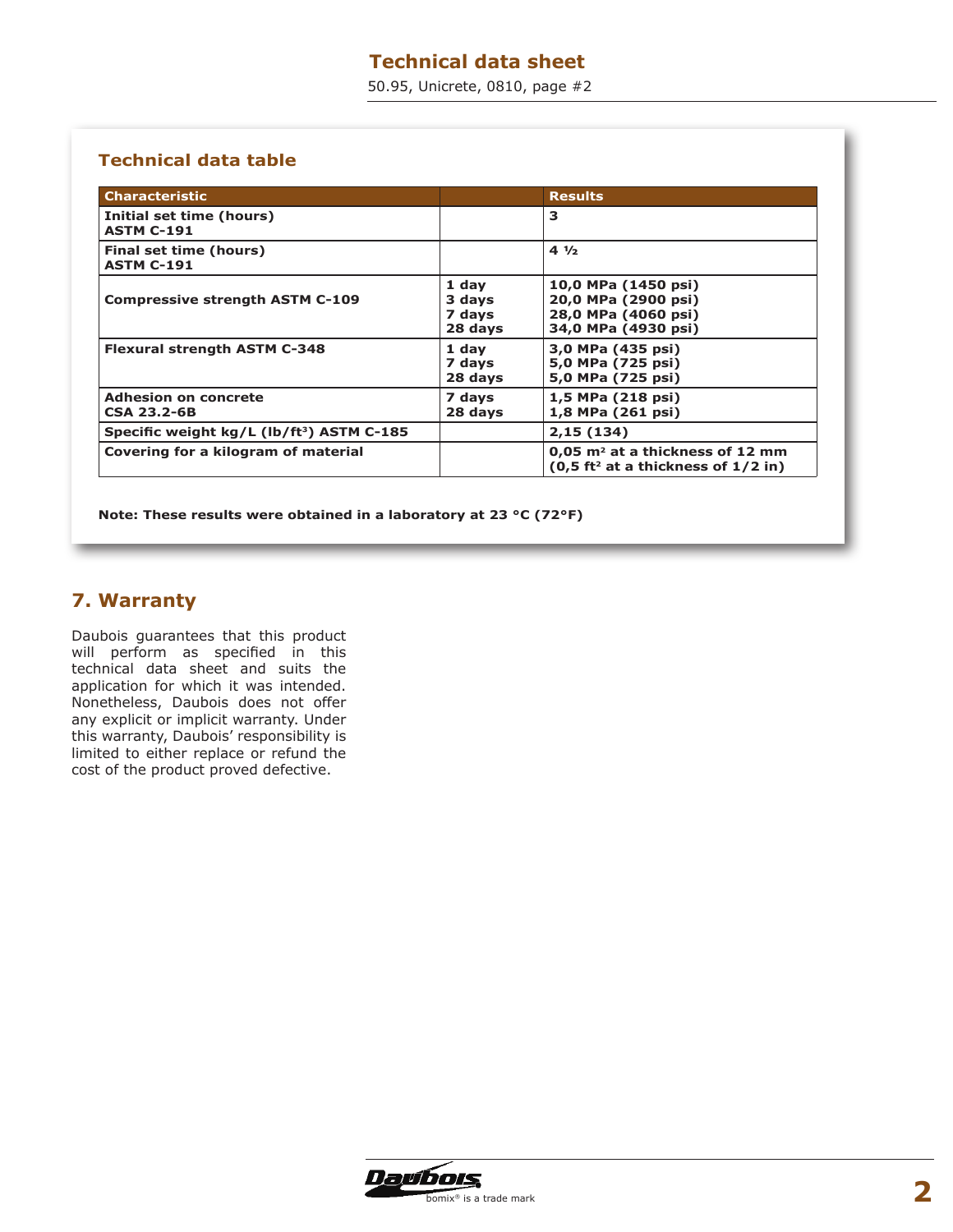### Technical data table

| Characteristic | | Results |
|---|---|---|
| **Initial set time (hours)**<br>**ASTM C-191** | | **3** |
| **Final set time (hours)**<br>**ASTM C-191** | | **4 ½** |
| **Compressive strength ASTM C-109** | **1 day**<br>**3 days**<br>**7 days**<br>**28 days** | **10,0 MPa (1450 psi)**<br>**20,0 MPa (2900 psi)**<br>**28,0 MPa (4060 psi)**<br>**34,0 MPa (4930 psi)** |
| **Flexural strength ASTM C-348** | **1 day**<br>**7 days**<br>**28 days** | **3,0 MPa (435 psi)**<br>**5,0 MPa (725 psi)**<br>**5,0 MPa (725 psi)** |
| **Adhesion on concrete**<br>**CSA 23.2-6B** | **7 days**<br>**28 days** | **1,5 MPa (218 psi)**<br>**1,8 MPa (261 psi)** |
| **Specific weight kg/L (lb/ft$^3$) ASTM C-185** | | **2,15 (134)** |
| **Covering for a kilogram of material** | | **0,05 m$^2$ at a thickness of 12 mm**<br>**(0,5 ft$^2$ at a thickness of 1/2 in)** |

**Note: These results were obtained in a laboratory at 23 °C (72°F)**

## 7. Warranty

Daubois guarantees that this product will perform as specified in this technical data sheet and suits the application for which it was intended. Nonetheless, Daubois does not offer any explicit or implicit warranty. Under this warranty, Daubois' responsibility is limited to either replace or refund the cost of the product proved defective.

bomix® is a trade mark